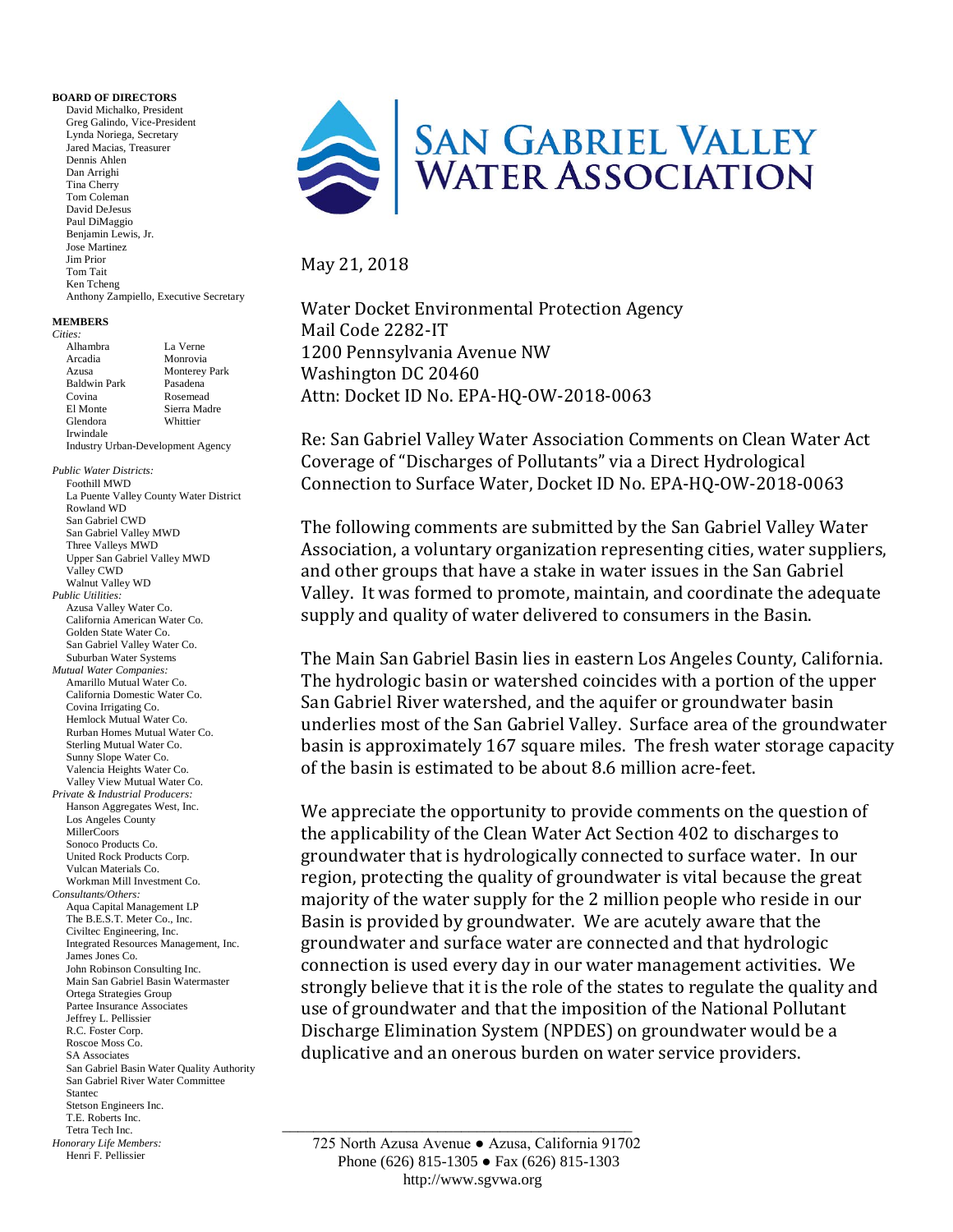# SAN GABRIEL VALLEY WATER ASSOCIATION

**BOARD OF DIRECTORS**

David Michalko, President
Greg Galindo, Vice-President
Lynda Noriega, Secretary
Jared Macias, Treasurer
Dennis Ahlen
Dan Arrighi
Tina Cherry
Tom Coleman
David DeJesus
Paul DiMaggio
Benjamin Lewis, Jr.
Jose Martinez
Jim Prior
Tom Tait
Ken Tcheng
Anthony Zampiello, Executive Secretary

**MEMBERS**

*Cities:*

Alhambra
Arcadia
Azusa
Baldwin Park
Covina
El Monte
Glendora
Irwindale
La Verne
Monrovia
Monterey Park
Pasadena
Rosemead
Sierra Madre
Whittier
Industry Urban-Development Agency

*Public Water Districts:*

Foothill MWD
La Puente Valley County Water District
Rowland WD
San Gabriel CWD
San Gabriel Valley MWD
Three Valleys MWD
Upper San Gabriel Valley MWD
Valley CWD
Walnut Valley WD

*Public Utilities:*

Azusa Valley Water Co.
California American Water Co.
Golden State Water Co.
San Gabriel Valley Water Co.
Suburban Water Systems

*Mutual Water Companies:*

Amarillo Mutual Water Co.
California Domestic Water Co.
Covina Irrigating Co.
Hemlock Mutual Water Co.
Rurban Homes Mutual Water Co.
Sterling Mutual Water Co.
Sunny Slope Water Co.
Valencia Heights Water Co.
Valley View Mutual Water Co.

*Private & Industrial Producers:*

Hanson Aggregates West, Inc.
Los Angeles County
MillerCoors
Sonoco Products Co.
United Rock Products Corp.
Vulcan Materials Co.
Workman Mill Investment Co.

*Consultants/Others:*

Aqua Capital Management LP
The B.E.S.T. Meter Co., Inc.
Civiltec Engineering, Inc.
Integrated Resources Management, Inc.
James Jones Co.
John Robinson Consulting Inc.
Main San Gabriel Basin Watermaster
Ortega Strategies Group
Partee Insurance Associates
Jeffrey L. Pellissier
R.C. Foster Corp.
Roscoe Moss Co.
SA Associates
San Gabriel Basin Water Quality Authority
San Gabriel River Water Committee
Stantec
Stetson Engineers Inc.
T.E. Roberts Inc.
Tetra Tech Inc.

*Honorary Life Members:*

Henri F. Pellissier

---

May 21, 2018

Water Docket Environmental Protection Agency
Mail Code 2282-IT
1200 Pennsylvania Avenue NW
Washington DC 20460
Attn: Docket ID No. EPA-HQ-OW-2018-0063

Re: San Gabriel Valley Water Association Comments on Clean Water Act Coverage of "Discharges of Pollutants" via a Direct Hydrological Connection to Surface Water, Docket ID No. EPA-HQ-OW-2018-0063

The following comments are submitted by the San Gabriel Valley Water Association, a voluntary organization representing cities, water suppliers, and other groups that have a stake in water issues in the San Gabriel Valley. It was formed to promote, maintain, and coordinate the adequate supply and quality of water delivered to consumers in the Basin.

The Main San Gabriel Basin lies in eastern Los Angeles County, California. The hydrologic basin or watershed coincides with a portion of the upper San Gabriel River watershed, and the aquifer or groundwater basin underlies most of the San Gabriel Valley. Surface area of the groundwater basin is approximately 167 square miles. The fresh water storage capacity of the basin is estimated to be about 8.6 million acre-feet.

We appreciate the opportunity to provide comments on the question of the applicability of the Clean Water Act Section 402 to discharges to groundwater that is hydrologically connected to surface water. In our region, protecting the quality of groundwater is vital because the great majority of the water supply for the 2 million people who reside in our Basin is provided by groundwater. We are acutely aware that the groundwater and surface water are connected and that hydrologic connection is used every day in our water management activities. We strongly believe that it is the role of the states to regulate the quality and use of groundwater and that the imposition of the National Pollutant Discharge Elimination System (NPDES) on groundwater would be a duplicative and an onerous burden on water service providers.

725 North Azusa Avenue ● Azusa, California 91702
Phone (626) 815-1305 ● Fax (626) 815-1303
http://www.sgvwa.org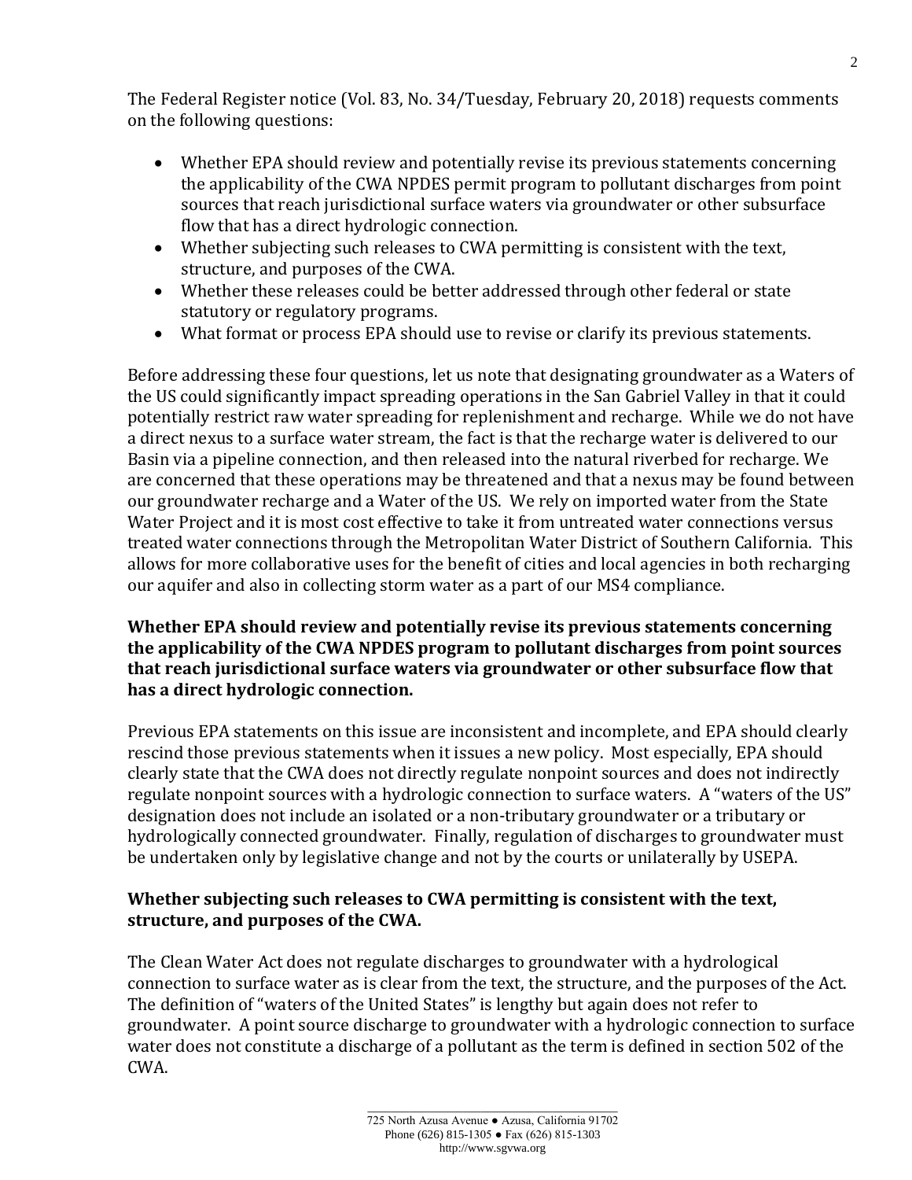The Federal Register notice (Vol. 83, No. 34/Tuesday, February 20, 2018) requests comments on the following questions:

- Whether EPA should review and potentially revise its previous statements concerning the applicability of the CWA NPDES permit program to pollutant discharges from point sources that reach jurisdictional surface waters via groundwater or other subsurface flow that has a direct hydrologic connection.
- Whether subjecting such releases to CWA permitting is consistent with the text, structure, and purposes of the CWA.
- Whether these releases could be better addressed through other federal or state statutory or regulatory programs.
- What format or process EPA should use to revise or clarify its previous statements.

Before addressing these four questions, let us note that designating groundwater as a Waters of the US could significantly impact spreading operations in the San Gabriel Valley in that it could potentially restrict raw water spreading for replenishment and recharge. While we do not have a direct nexus to a surface water stream, the fact is that the recharge water is delivered to our Basin via a pipeline connection, and then released into the natural riverbed for recharge. We are concerned that these operations may be threatened and that a nexus may be found between our groundwater recharge and a Water of the US. We rely on imported water from the State Water Project and it is most cost effective to take it from untreated water connections versus treated water connections through the Metropolitan Water District of Southern California. This allows for more collaborative uses for the benefit of cities and local agencies in both recharging our aquifer and also in collecting storm water as a part of our MS4 compliance.

**Whether EPA should review and potentially revise its previous statements concerning the applicability of the CWA NPDES program to pollutant discharges from point sources that reach jurisdictional surface waters via groundwater or other subsurface flow that has a direct hydrologic connection.**

Previous EPA statements on this issue are inconsistent and incomplete, and EPA should clearly rescind those previous statements when it issues a new policy. Most especially, EPA should clearly state that the CWA does not directly regulate nonpoint sources and does not indirectly regulate nonpoint sources with a hydrologic connection to surface waters. A "waters of the US" designation does not include an isolated or a non-tributary groundwater or a tributary or hydrologically connected groundwater. Finally, regulation of discharges to groundwater must be undertaken only by legislative change and not by the courts or unilaterally by USEPA.

**Whether subjecting such releases to CWA permitting is consistent with the text, structure, and purposes of the CWA.**

The Clean Water Act does not regulate discharges to groundwater with a hydrological connection to surface water as is clear from the text, the structure, and the purposes of the Act. The definition of "waters of the United States" is lengthy but again does not refer to groundwater. A point source discharge to groundwater with a hydrologic connection to surface water does not constitute a discharge of a pollutant as the term is defined in section 502 of the CWA.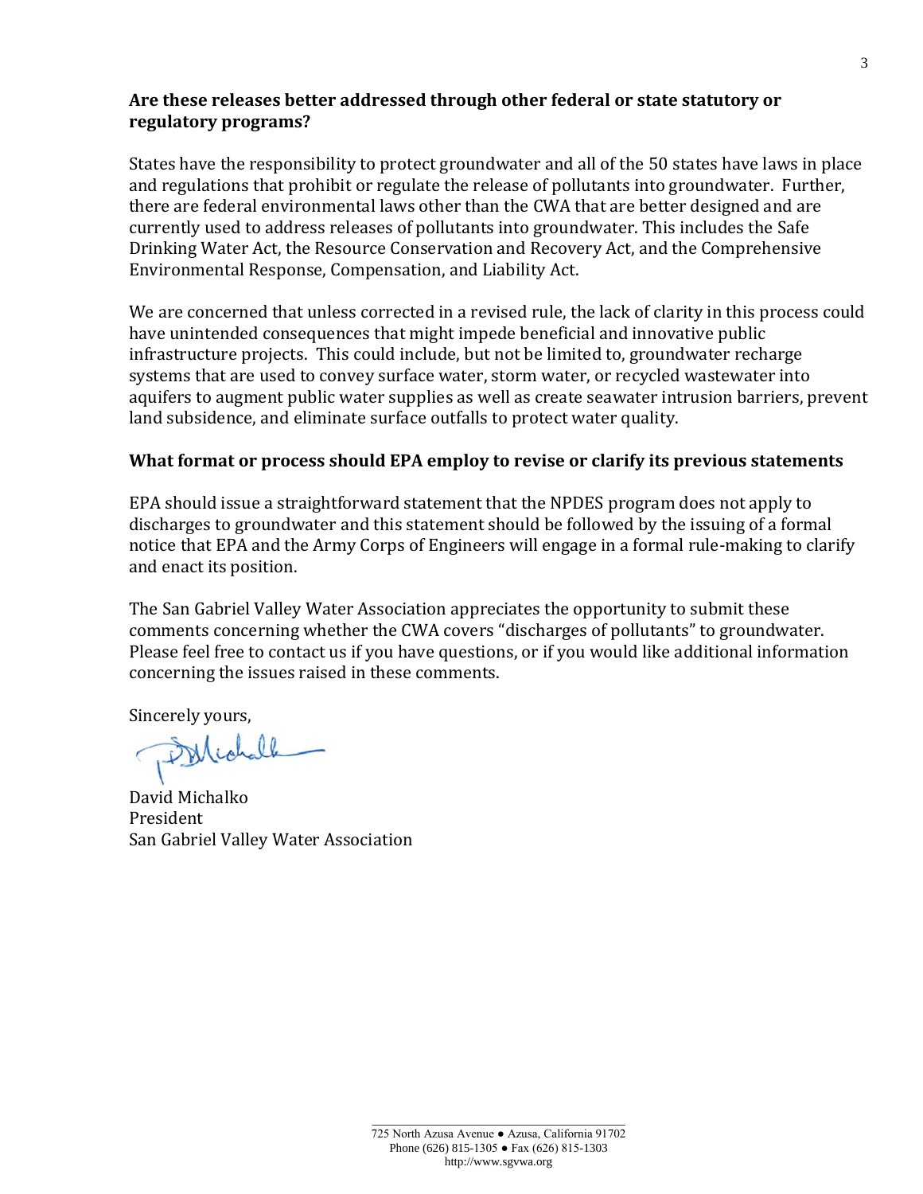**Are these releases better addressed through other federal or state statutory or regulatory programs?**

States have the responsibility to protect groundwater and all of the 50 states have laws in place and regulations that prohibit or regulate the release of pollutants into groundwater. Further, there are federal environmental laws other than the CWA that are better designed and are currently used to address releases of pollutants into groundwater. This includes the Safe Drinking Water Act, the Resource Conservation and Recovery Act, and the Comprehensive Environmental Response, Compensation, and Liability Act.

We are concerned that unless corrected in a revised rule, the lack of clarity in this process could have unintended consequences that might impede beneficial and innovative public infrastructure projects. This could include, but not be limited to, groundwater recharge systems that are used to convey surface water, storm water, or recycled wastewater into aquifers to augment public water supplies as well as create seawater intrusion barriers, prevent land subsidence, and eliminate surface outfalls to protect water quality.

**What format or process should EPA employ to revise or clarify its previous statements**

EPA should issue a straightforward statement that the NPDES program does not apply to discharges to groundwater and this statement should be followed by the issuing of a formal notice that EPA and the Army Corps of Engineers will engage in a formal rule-making to clarify and enact its position.

The San Gabriel Valley Water Association appreciates the opportunity to submit these comments concerning whether the CWA covers "discharges of pollutants" to groundwater. Please feel free to contact us if you have questions, or if you would like additional information concerning the issues raised in these comments.

Sincerely yours,

David Michalko
President
San Gabriel Valley Water Association

725 North Azusa Avenue ● Azusa, California 91702
Phone (626) 815-1305 ● Fax (626) 815-1303
http://www.sgvwa.org